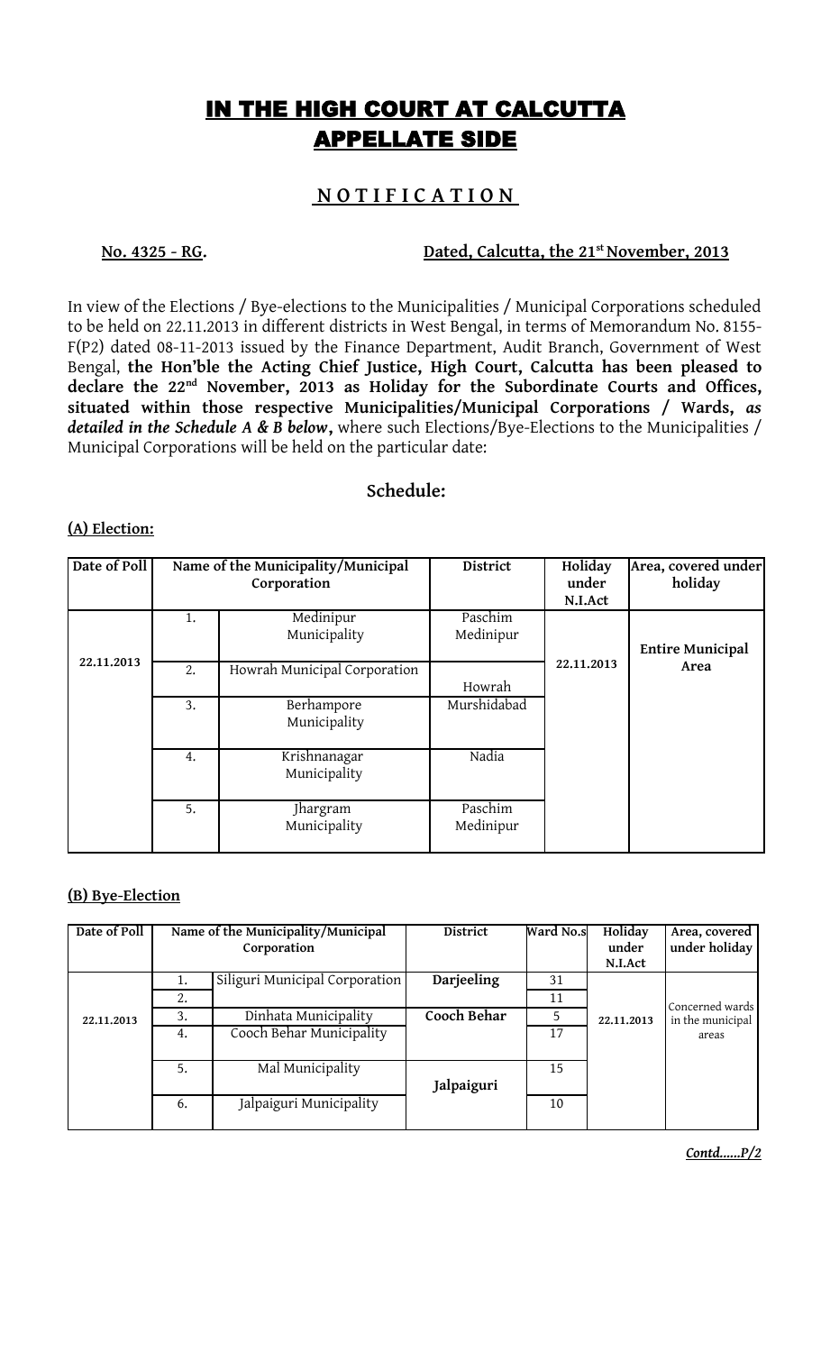# IN THE HIGH COURT AT CALCUTTA
# APPELLATE SIDE

## N O T I F I C A T I O N

**No. 4325 - RG.** **Dated, Calcutta, the 21st November, 2013**

In view of the Elections / Bye-elections to the Municipalities / Municipal Corporations scheduled to be held on 22.11.2013 in different districts in West Bengal, in terms of Memorandum No. 8155-F(P2) dated 08-11-2013 issued by the Finance Department, Audit Branch, Government of West Bengal, **the Hon'ble the Acting Chief Justice, High Court, Calcutta has been pleased to declare the 22nd November, 2013 as Holiday for the Subordinate Courts and Offices, situated within those respective Municipalities/Municipal Corporations / Wards,** ***as detailed in the Schedule A & B below*****,** where such Elections/Bye-Elections to the Municipalities / Municipal Corporations will be held on the particular date:

## Schedule:

**(A) Election:**

| Date of Poll | Name of the Municipality/Municipal Corporation | | District | Holiday under N.I.Act | Area, covered under holiday |
|---|---|---|---|---|---|
| 22.11.2013 | 1. | Medinipur Municipality | Paschim Medinipur | 22.11.2013 | **Entire Municipal Area** |
| | 2. | Howrah Municipal Corporation | Howrah | | |
| | 3. | Berhampore Municipality | Murshidabad | | |
| | 4. | Krishnanagar Municipality | Nadia | | |
| | 5. | Jhargram Municipality | Paschim Medinipur | | |

**(B) Bye-Election**

| Date of Poll | Name of the Municipality/Municipal Corporation | | District | Ward No.s | Holiday under N.I.Act | Area, covered under holiday |
|---|---|---|---|---|---|---|
| 22.11.2013 | 1. | Siliguri Municipal Corporation | **Darjeeling** | 31 | 22.11.2013 | Concerned wards in the municipal areas |
| | 2. | | | 11 | | |
| | 3. | Dinhata Municipality | **Cooch Behar** | 5 | | |
| | 4. | Cooch Behar Municipality | | 17 | | |
| | 5. | Mal Municipality | **Jalpaiguri** | 15 | | |
| | 6. | Jalpaiguri Municipality | | 10 | | |

*Contd......P/2*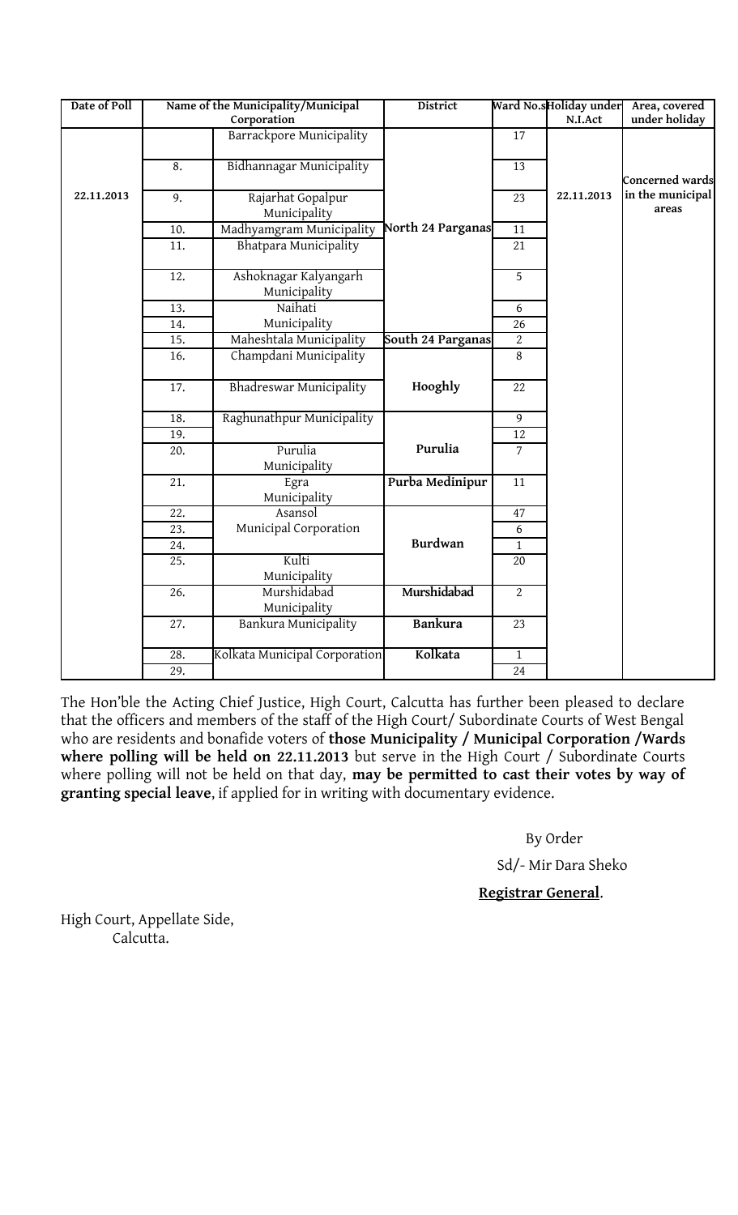| Date of Poll | Name of the Municipality/Municipal Corporation | | District | Ward No.s | Holiday under N.I.Act | Area, covered under holiday |
|---|---|---|---|---|---|---|
| 22.11.2013 | | Barrackpore Municipality | North 24 Parganas | 17 | 22.11.2013 | Concerned wards in the municipal areas |
| | 8. | Bidhannagar Municipality | | 13 | | |
| | 9. | Rajarhat Gopalpur Municipality | | 23 | | |
| | 10. | Madhyamgram Municipality | | 11 | | |
| | 11. | Bhatpara Municipality | | 21 | | |
| | 12. | Ashoknagar Kalyangarh Municipality | | 5 | | |
| | 13. | Naihati Municipality | | 6 | | |
| | 14. | | | 26 | | |
| | 15. | Maheshtala Municipality | South 24 Parganas | 2 | | |
| | 16. | Champdani Municipality | Hooghly | 8 | | |
| | 17. | Bhadreswar Municipality | | 22 | | |
| | 18. | Raghunathpur Municipality | Purulia | 9 | | |
| | 19. | | | 12 | | |
| | 20. | Purulia Municipality | | 7 | | |
| | 21. | Egra Municipality | Purba Medinipur | 11 | | |
| | 22. | Asansol Municipal Corporation | Burdwan | 47 | | |
| | 23. | | | 6 | | |
| | 24. | | | 1 | | |
| | 25. | Kulti Municipality | | 20 | | |
| | 26. | Murshidabad Municipality | Murshidabad | 2 | | |
| | 27. | Bankura Municipality | Bankura | 23 | | |
| | 28. | Kolkata Municipal Corporation | Kolkata | 1 | | |
| | 29. | | | 24 | | |

The Hon'ble the Acting Chief Justice, High Court, Calcutta has further been pleased to declare that the officers and members of the staff of the High Court/ Subordinate Courts of West Bengal who are residents and bonafide voters of **those Municipality / Municipal Corporation /Wards where polling will be held on 22.11.2013** but serve in the High Court / Subordinate Courts where polling will not be held on that day, **may be permitted to cast their votes by way of granting special leave**, if applied for in writing with documentary evidence.

By Order

Sd/- Mir Dara Sheko

**Registrar General**.

High Court, Appellate Side,
Calcutta.